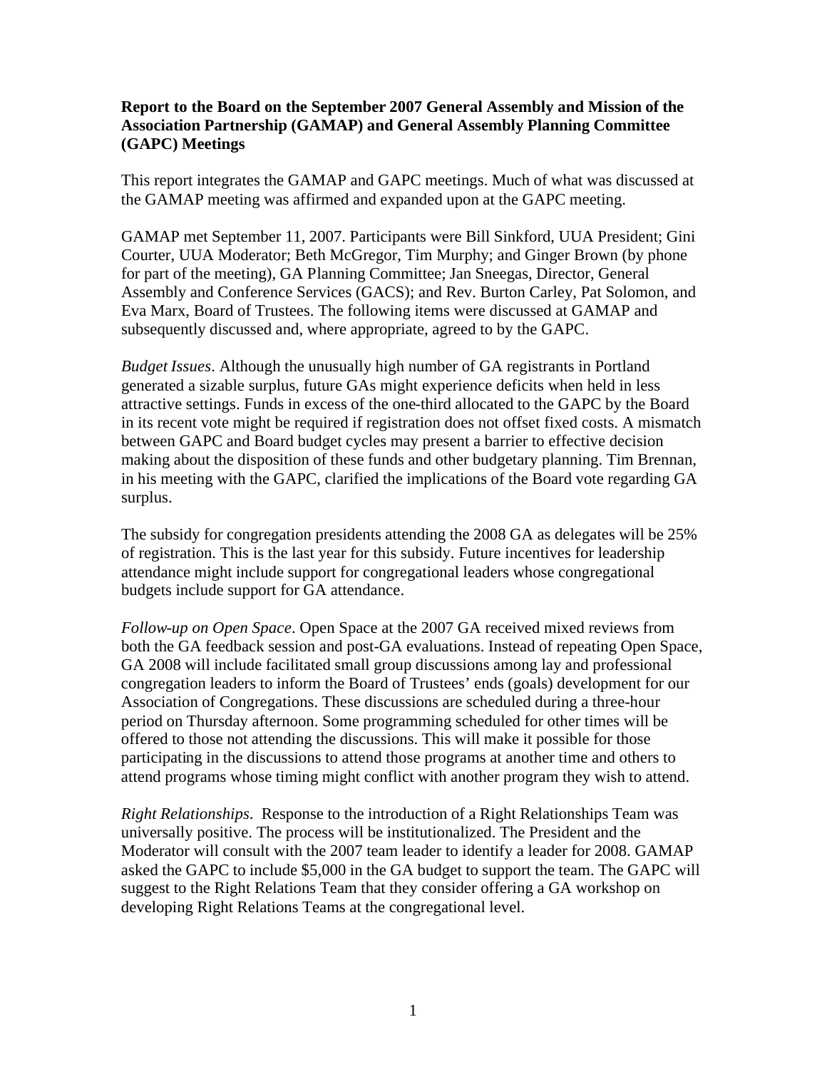**Report to the Board on the September 2007 General Assembly and Mission of the Association Partnership (GAMAP) and General Assembly Planning Committee (GAPC) Meetings**

This report integrates the GAMAP and GAPC meetings. Much of what was discussed at the GAMAP meeting was affirmed and expanded upon at the GAPC meeting.

GAMAP met September 11, 2007. Participants were Bill Sinkford, UUA President; Gini Courter, UUA Moderator; Beth McGregor, Tim Murphy; and Ginger Brown (by phone for part of the meeting), GA Planning Committee; Jan Sneegas, Director, General Assembly and Conference Services (GACS); and Rev. Burton Carley, Pat Solomon, and Eva Marx, Board of Trustees. The following items were discussed at GAMAP and subsequently discussed and, where appropriate, agreed to by the GAPC.

*Budget Issues*. Although the unusually high number of GA registrants in Portland generated a sizable surplus, future GAs might experience deficits when held in less attractive settings. Funds in excess of the one-third allocated to the GAPC by the Board in its recent vote might be required if registration does not offset fixed costs. A mismatch between GAPC and Board budget cycles may present a barrier to effective decision making about the disposition of these funds and other budgetary planning. Tim Brennan, in his meeting with the GAPC, clarified the implications of the Board vote regarding GA surplus.

The subsidy for congregation presidents attending the 2008 GA as delegates will be 25% of registration. This is the last year for this subsidy. Future incentives for leadership attendance might include support for congregational leaders whose congregational budgets include support for GA attendance.

*Follow-up on Open Space*. Open Space at the 2007 GA received mixed reviews from both the GA feedback session and post-GA evaluations. Instead of repeating Open Space, GA 2008 will include facilitated small group discussions among lay and professional congregation leaders to inform the Board of Trustees' ends (goals) development for our Association of Congregations. These discussions are scheduled during a three-hour period on Thursday afternoon. Some programming scheduled for other times will be offered to those not attending the discussions. This will make it possible for those participating in the discussions to attend those programs at another time and others to attend programs whose timing might conflict with another program they wish to attend.

*Right Relationships*. Response to the introduction of a Right Relationships Team was universally positive. The process will be institutionalized. The President and the Moderator will consult with the 2007 team leader to identify a leader for 2008. GAMAP asked the GAPC to include $5,000 in the GA budget to support the team. The GAPC will suggest to the Right Relations Team that they consider offering a GA workshop on developing Right Relations Teams at the congregational level.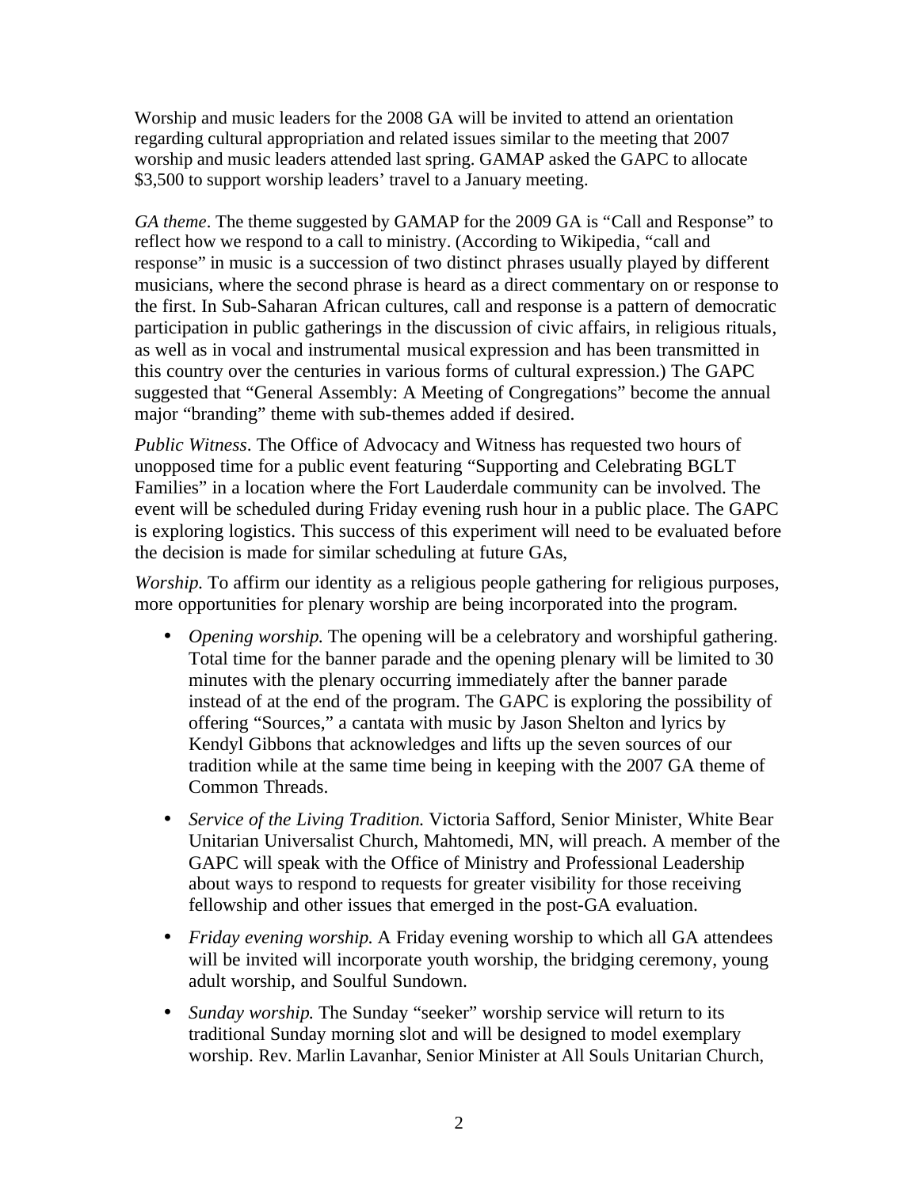Worship and music leaders for the 2008 GA will be invited to attend an orientation regarding cultural appropriation and related issues similar to the meeting that 2007 worship and music leaders attended last spring. GAMAP asked the GAPC to allocate $3,500 to support worship leaders' travel to a January meeting.

*GA theme*. The theme suggested by GAMAP for the 2009 GA is "Call and Response" to reflect how we respond to a call to ministry. (According to Wikipedia, "call and response" in music is a succession of two distinct phrases usually played by different musicians, where the second phrase is heard as a direct commentary on or response to the first. In Sub-Saharan African cultures, call and response is a pattern of democratic participation in public gatherings in the discussion of civic affairs, in religious rituals, as well as in vocal and instrumental musical expression and has been transmitted in this country over the centuries in various forms of cultural expression.) The GAPC suggested that "General Assembly: A Meeting of Congregations" become the annual major "branding" theme with sub-themes added if desired.

*Public Witness*. The Office of Advocacy and Witness has requested two hours of unopposed time for a public event featuring "Supporting and Celebrating BGLT Families" in a location where the Fort Lauderdale community can be involved. The event will be scheduled during Friday evening rush hour in a public place. The GAPC is exploring logistics. This success of this experiment will need to be evaluated before the decision is made for similar scheduling at future GAs,

*Worship.* To affirm our identity as a religious people gathering for religious purposes, more opportunities for plenary worship are being incorporated into the program.

- *Opening worship.* The opening will be a celebratory and worshipful gathering. Total time for the banner parade and the opening plenary will be limited to 30 minutes with the plenary occurring immediately after the banner parade instead of at the end of the program. The GAPC is exploring the possibility of offering "Sources," a cantata with music by Jason Shelton and lyrics by Kendyl Gibbons that acknowledges and lifts up the seven sources of our tradition while at the same time being in keeping with the 2007 GA theme of Common Threads.

- *Service of the Living Tradition.* Victoria Safford, Senior Minister, White Bear Unitarian Universalist Church, Mahtomedi, MN, will preach. A member of the GAPC will speak with the Office of Ministry and Professional Leadership about ways to respond to requests for greater visibility for those receiving fellowship and other issues that emerged in the post-GA evaluation.

- *Friday evening worship.* A Friday evening worship to which all GA attendees will be invited will incorporate youth worship, the bridging ceremony, young adult worship, and Soulful Sundown.

- *Sunday worship.* The Sunday "seeker" worship service will return to its traditional Sunday morning slot and will be designed to model exemplary worship. Rev. Marlin Lavanhar, Senior Minister at All Souls Unitarian Church,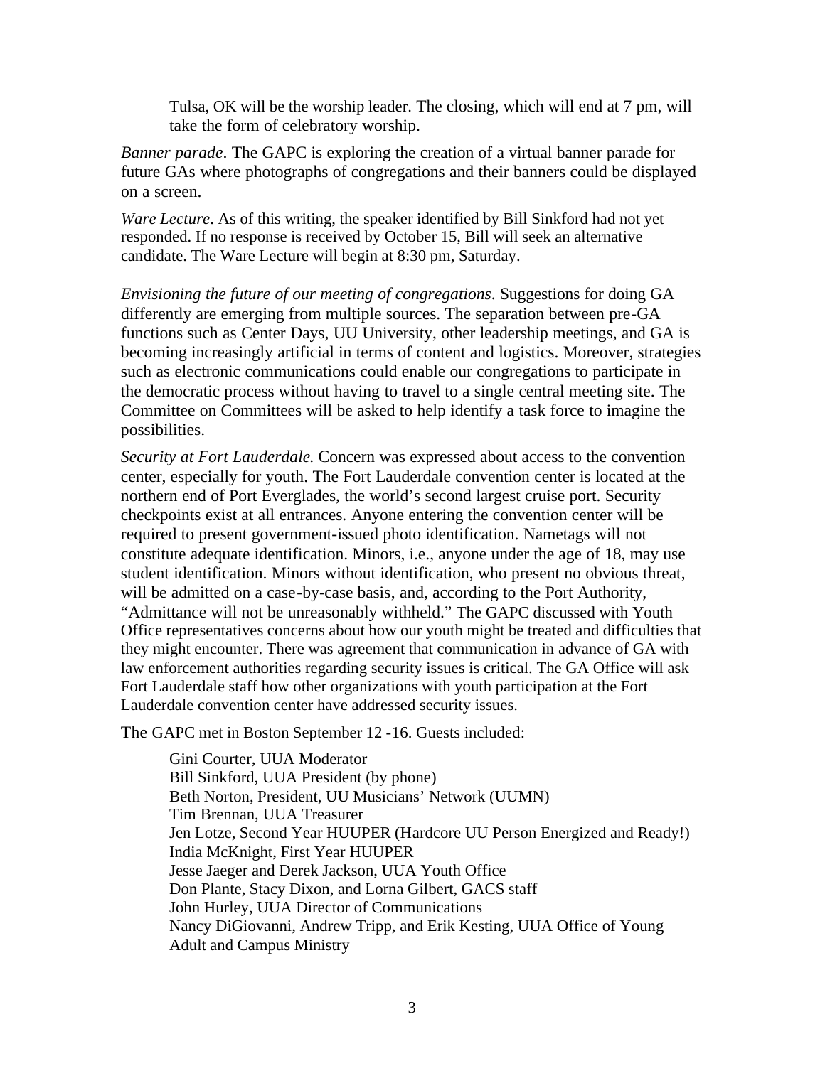Tulsa, OK will be the worship leader. The closing, which will end at 7 pm, will take the form of celebratory worship.

*Banner parade*. The GAPC is exploring the creation of a virtual banner parade for future GAs where photographs of congregations and their banners could be displayed on a screen.

*Ware Lecture*. As of this writing, the speaker identified by Bill Sinkford had not yet responded. If no response is received by October 15, Bill will seek an alternative candidate. The Ware Lecture will begin at 8:30 pm, Saturday.

*Envisioning the future of our meeting of congregations*. Suggestions for doing GA differently are emerging from multiple sources. The separation between pre-GA functions such as Center Days, UU University, other leadership meetings, and GA is becoming increasingly artificial in terms of content and logistics. Moreover, strategies such as electronic communications could enable our congregations to participate in the democratic process without having to travel to a single central meeting site. The Committee on Committees will be asked to help identify a task force to imagine the possibilities.

*Security at Fort Lauderdale.* Concern was expressed about access to the convention center, especially for youth. The Fort Lauderdale convention center is located at the northern end of Port Everglades, the world's second largest cruise port. Security checkpoints exist at all entrances. Anyone entering the convention center will be required to present government-issued photo identification. Nametags will not constitute adequate identification. Minors, i.e., anyone under the age of 18, may use student identification. Minors without identification, who present no obvious threat, will be admitted on a case-by-case basis, and, according to the Port Authority, "Admittance will not be unreasonably withheld." The GAPC discussed with Youth Office representatives concerns about how our youth might be treated and difficulties that they might encounter. There was agreement that communication in advance of GA with law enforcement authorities regarding security issues is critical. The GA Office will ask Fort Lauderdale staff how other organizations with youth participation at the Fort Lauderdale convention center have addressed security issues.

The GAPC met in Boston September 12 -16. Guests included:

Gini Courter, UUA Moderator
Bill Sinkford, UUA President (by phone)
Beth Norton, President, UU Musicians' Network (UUMN)
Tim Brennan, UUA Treasurer
Jen Lotze, Second Year HUUPER (Hardcore UU Person Energized and Ready!)
India McKnight, First Year HUUPER
Jesse Jaeger and Derek Jackson, UUA Youth Office
Don Plante, Stacy Dixon, and Lorna Gilbert, GACS staff
John Hurley, UUA Director of Communications
Nancy DiGiovanni, Andrew Tripp, and Erik Kesting, UUA Office of Young Adult and Campus Ministry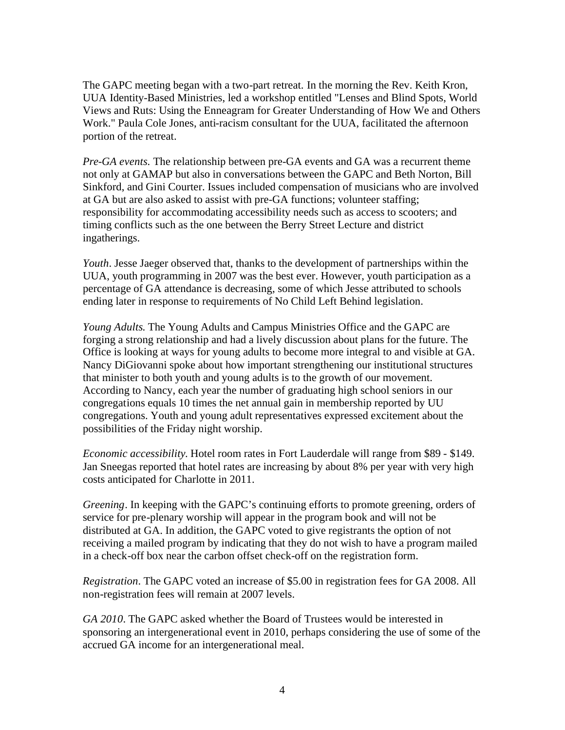The GAPC meeting began with a two-part retreat. In the morning the Rev. Keith Kron, UUA Identity-Based Ministries, led a workshop entitled "Lenses and Blind Spots, World Views and Ruts: Using the Enneagram for Greater Understanding of How We and Others Work." Paula Cole Jones, anti-racism consultant for the UUA, facilitated the afternoon portion of the retreat.

*Pre-GA events.* The relationship between pre-GA events and GA was a recurrent theme not only at GAMAP but also in conversations between the GAPC and Beth Norton, Bill Sinkford, and Gini Courter. Issues included compensation of musicians who are involved at GA but are also asked to assist with pre-GA functions; volunteer staffing; responsibility for accommodating accessibility needs such as access to scooters; and timing conflicts such as the one between the Berry Street Lecture and district ingatherings.

*Youth*. Jesse Jaeger observed that, thanks to the development of partnerships within the UUA, youth programming in 2007 was the best ever. However, youth participation as a percentage of GA attendance is decreasing, some of which Jesse attributed to schools ending later in response to requirements of No Child Left Behind legislation.

*Young Adults.* The Young Adults and Campus Ministries Office and the GAPC are forging a strong relationship and had a lively discussion about plans for the future. The Office is looking at ways for young adults to become more integral to and visible at GA. Nancy DiGiovanni spoke about how important strengthening our institutional structures that minister to both youth and young adults is to the growth of our movement. According to Nancy, each year the number of graduating high school seniors in our congregations equals 10 times the net annual gain in membership reported by UU congregations. Youth and young adult representatives expressed excitement about the possibilities of the Friday night worship.

*Economic accessibility.* Hotel room rates in Fort Lauderdale will range from \$89 - \$149. Jan Sneegas reported that hotel rates are increasing by about 8% per year with very high costs anticipated for Charlotte in 2011.

*Greening*. In keeping with the GAPC's continuing efforts to promote greening, orders of service for pre-plenary worship will appear in the program book and will not be distributed at GA. In addition, the GAPC voted to give registrants the option of not receiving a mailed program by indicating that they do not wish to have a program mailed in a check-off box near the carbon offset check-off on the registration form.

*Registration*. The GAPC voted an increase of \$5.00 in registration fees for GA 2008. All non-registration fees will remain at 2007 levels.

*GA 2010*. The GAPC asked whether the Board of Trustees would be interested in sponsoring an intergenerational event in 2010, perhaps considering the use of some of the accrued GA income for an intergenerational meal.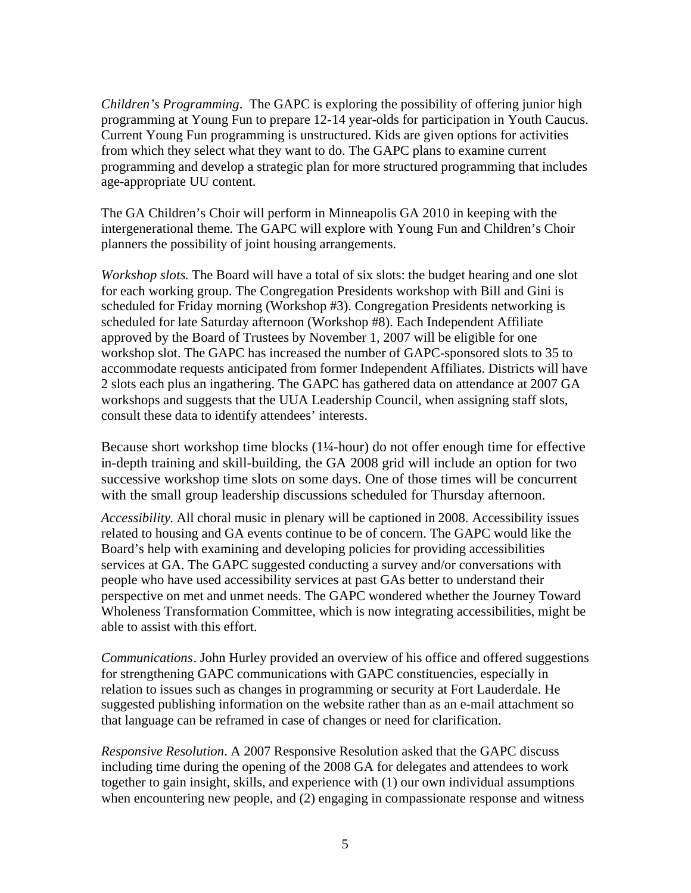*Children's Programming*. The GAPC is exploring the possibility of offering junior high programming at Young Fun to prepare 12-14 year-olds for participation in Youth Caucus. Current Young Fun programming is unstructured. Kids are given options for activities from which they select what they want to do. The GAPC plans to examine current programming and develop a strategic plan for more structured programming that includes age-appropriate UU content.

The GA Children's Choir will perform in Minneapolis GA 2010 in keeping with the intergenerational theme. The GAPC will explore with Young Fun and Children's Choir planners the possibility of joint housing arrangements.

*Workshop slots.* The Board will have a total of six slots: the budget hearing and one slot for each working group. The Congregation Presidents workshop with Bill and Gini is scheduled for Friday morning (Workshop #3). Congregation Presidents networking is scheduled for late Saturday afternoon (Workshop #8). Each Independent Affiliate approved by the Board of Trustees by November 1, 2007 will be eligible for one workshop slot. The GAPC has increased the number of GAPC-sponsored slots to 35 to accommodate requests anticipated from former Independent Affiliates. Districts will have 2 slots each plus an ingathering. The GAPC has gathered data on attendance at 2007 GA workshops and suggests that the UUA Leadership Council, when assigning staff slots, consult these data to identify attendees' interests.

Because short workshop time blocks (1¼-hour) do not offer enough time for effective in-depth training and skill-building, the GA 2008 grid will include an option for two successive workshop time slots on some days. One of those times will be concurrent with the small group leadership discussions scheduled for Thursday afternoon.

*Accessibility.* All choral music in plenary will be captioned in 2008. Accessibility issues related to housing and GA events continue to be of concern. The GAPC would like the Board's help with examining and developing policies for providing accessibilities services at GA. The GAPC suggested conducting a survey and/or conversations with people who have used accessibility services at past GAs better to understand their perspective on met and unmet needs. The GAPC wondered whether the Journey Toward Wholeness Transformation Committee, which is now integrating accessibilities, might be able to assist with this effort.

*Communications*. John Hurley provided an overview of his office and offered suggestions for strengthening GAPC communications with GAPC constituencies, especially in relation to issues such as changes in programming or security at Fort Lauderdale. He suggested publishing information on the website rather than as an e-mail attachment so that language can be reframed in case of changes or need for clarification.

*Responsive Resolution*. A 2007 Responsive Resolution asked that the GAPC discuss including time during the opening of the 2008 GA for delegates and attendees to work together to gain insight, skills, and experience with (1) our own individual assumptions when encountering new people, and (2) engaging in compassionate response and witness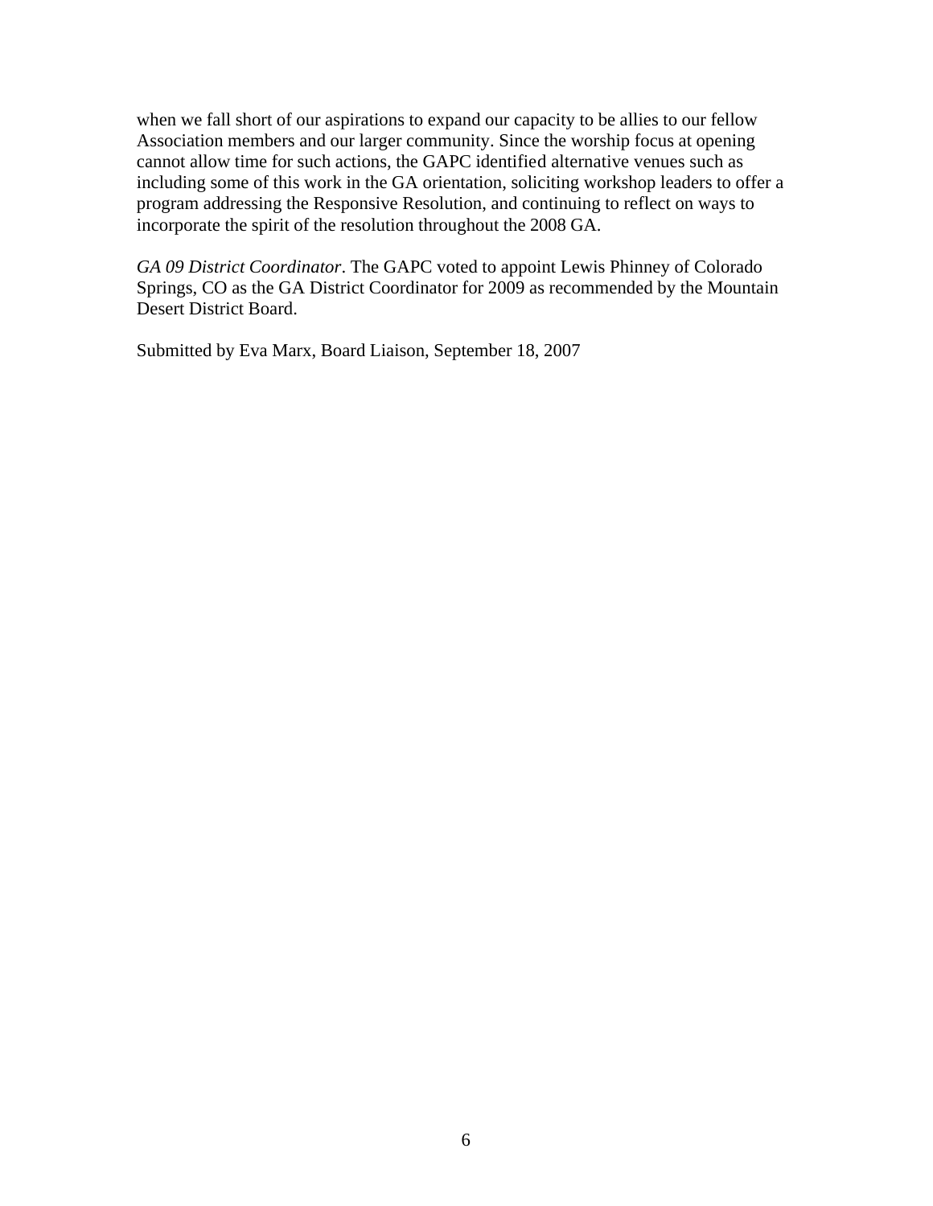when we fall short of our aspirations to expand our capacity to be allies to our fellow Association members and our larger community. Since the worship focus at opening cannot allow time for such actions, the GAPC identified alternative venues such as including some of this work in the GA orientation, soliciting workshop leaders to offer a program addressing the Responsive Resolution, and continuing to reflect on ways to incorporate the spirit of the resolution throughout the 2008 GA.

*GA 09 District Coordinator*. The GAPC voted to appoint Lewis Phinney of Colorado Springs, CO as the GA District Coordinator for 2009 as recommended by the Mountain Desert District Board.

Submitted by Eva Marx, Board Liaison, September 18, 2007